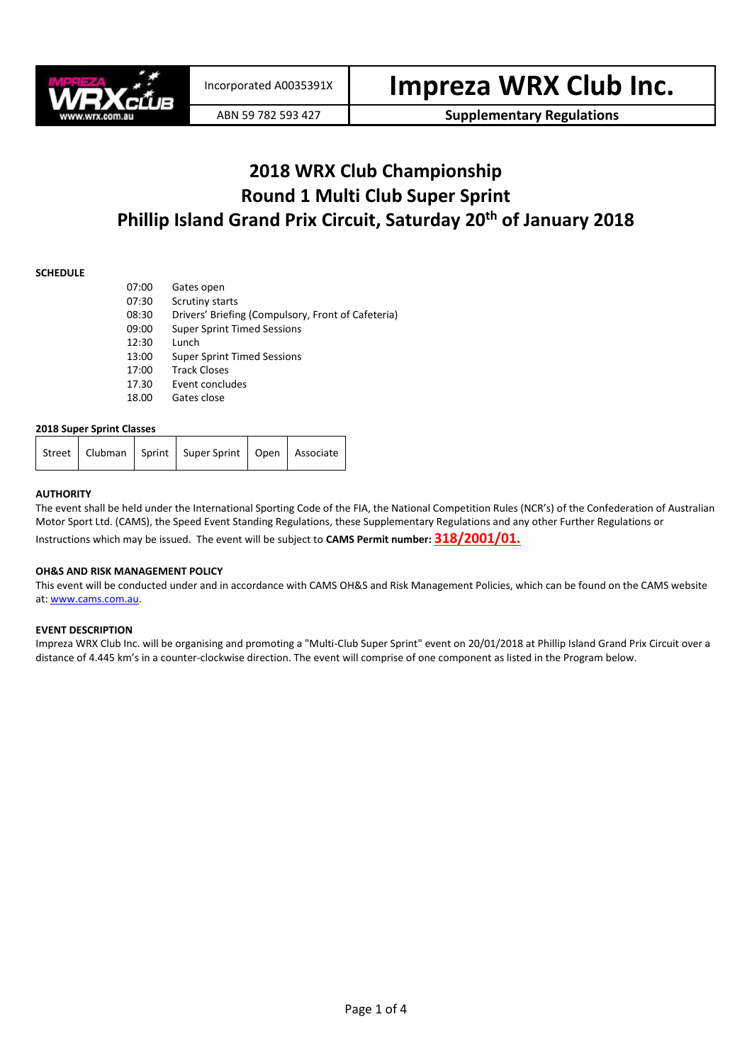| Incorporated A0035391X | Impreza WRX Club Inc. |
| --- | --- |
| ABN 59 782 593 427 | Supplementary Regulations |

# 2018 WRX Club Championship
# Round 1 Multi Club Super Sprint
# Phillip Island Grand Prix Circuit, Saturday 20th of January 2018

**SCHEDULE**

| | |
| --- | --- |
| 07:00 | Gates open |
| 07:30 | Scrutiny starts |
| 08:30 | Drivers' Briefing (Compulsory, Front of Cafeteria) |
| 09:00 | Super Sprint Timed Sessions |
| 12:30 | Lunch |
| 13:00 | Super Sprint Timed Sessions |
| 17:00 | Track Closes |
| 17.30 | Event concludes |
| 18.00 | Gates close |

**2018 Super Sprint Classes**

| Street | Clubman | Sprint | Super Sprint | Open | Associate |
| --- | --- | --- | --- | --- | --- |

**AUTHORITY**

The event shall be held under the International Sporting Code of the FIA, the National Competition Rules (NCR's) of the Confederation of Australian Motor Sport Ltd. (CAMS), the Speed Event Standing Regulations, these Supplementary Regulations and any other Further Regulations or Instructions which may be issued. The event will be subject to **CAMS Permit number: 318/2001/01.**

**OH&S AND RISK MANAGEMENT POLICY**

This event will be conducted under and in accordance with CAMS OH&S and Risk Management Policies, which can be found on the CAMS website at: www.cams.com.au.

**EVENT DESCRIPTION**

Impreza WRX Club Inc. will be organising and promoting a "Multi-Club Super Sprint" event on 20/01/2018 at Phillip Island Grand Prix Circuit over a distance of 4.445 km's in a counter-clockwise direction. The event will comprise of one component as listed in the Program below.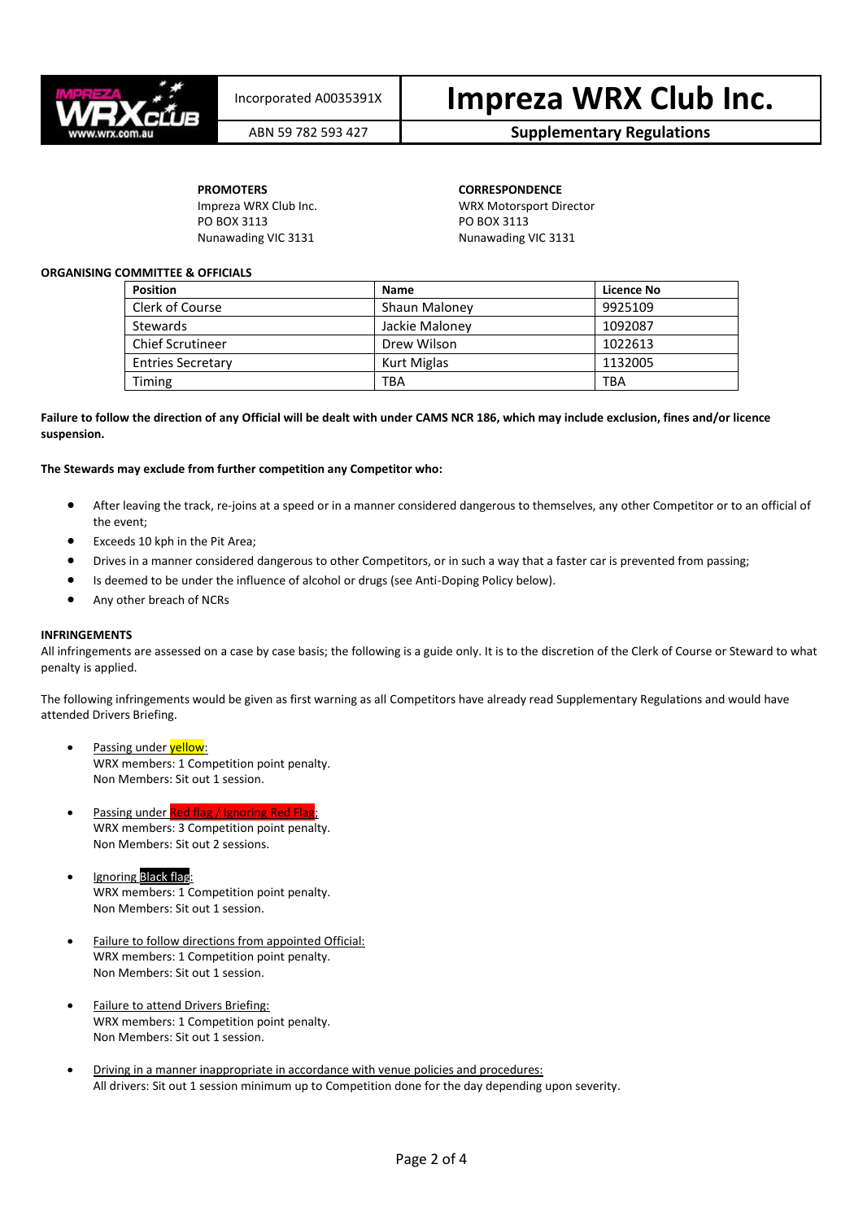| Incorporated A0035391X | Impreza WRX Club Inc. |
| --- | --- |
| ABN 59 782 593 427 | **Supplementary Regulations** |

**PROMOTERS**
Impreza WRX Club Inc.
PO BOX 3113
Nunawading VIC 3131

**CORRESPONDENCE**
WRX Motorsport Director
PO BOX 3113
Nunawading VIC 3131

**ORGANISING COMMITTEE & OFFICIALS**

| Position | Name | Licence No |
| --- | --- | --- |
| Clerk of Course | Shaun Maloney | 9925109 |
| Stewards | Jackie Maloney | 1092087 |
| Chief Scrutineer | Drew Wilson | 1022613 |
| Entries Secretary | Kurt Miglas | 1132005 |
| Timing | TBA | TBA |

**Failure to follow the direction of any Official will be dealt with under CAMS NCR 186, which may include exclusion, fines and/or licence suspension.**

**The Stewards may exclude from further competition any Competitor who:**

- After leaving the track, re-joins at a speed or in a manner considered dangerous to themselves, any other Competitor or to an official of the event;
- Exceeds 10 kph in the Pit Area;
- Drives in a manner considered dangerous to other Competitors, or in such a way that a faster car is prevented from passing;
- Is deemed to be under the influence of alcohol or drugs (see Anti-Doping Policy below).
- Any other breach of NCRs

**INFRINGEMENTS**
All infringements are assessed on a case by case basis; the following is a guide only. It is to the discretion of the Clerk of Course or Steward to what penalty is applied.

The following infringements would be given as first warning as all Competitors have already read Supplementary Regulations and would have attended Drivers Briefing.

- Passing under yellow:
  WRX members: 1 Competition point penalty.
  Non Members: Sit out 1 session.

- Passing under Red flag / Ignoring Red Flag:
  WRX members: 3 Competition point penalty.
  Non Members: Sit out 2 sessions.

- Ignoring Black flag:
  WRX members: 1 Competition point penalty.
  Non Members: Sit out 1 session.

- Failure to follow directions from appointed Official:
  WRX members: 1 Competition point penalty.
  Non Members: Sit out 1 session.

- Failure to attend Drivers Briefing:
  WRX members: 1 Competition point penalty.
  Non Members: Sit out 1 session.

- Driving in a manner inappropriate in accordance with venue policies and procedures:
  All drivers: Sit out 1 session minimum up to Competition done for the day depending upon severity.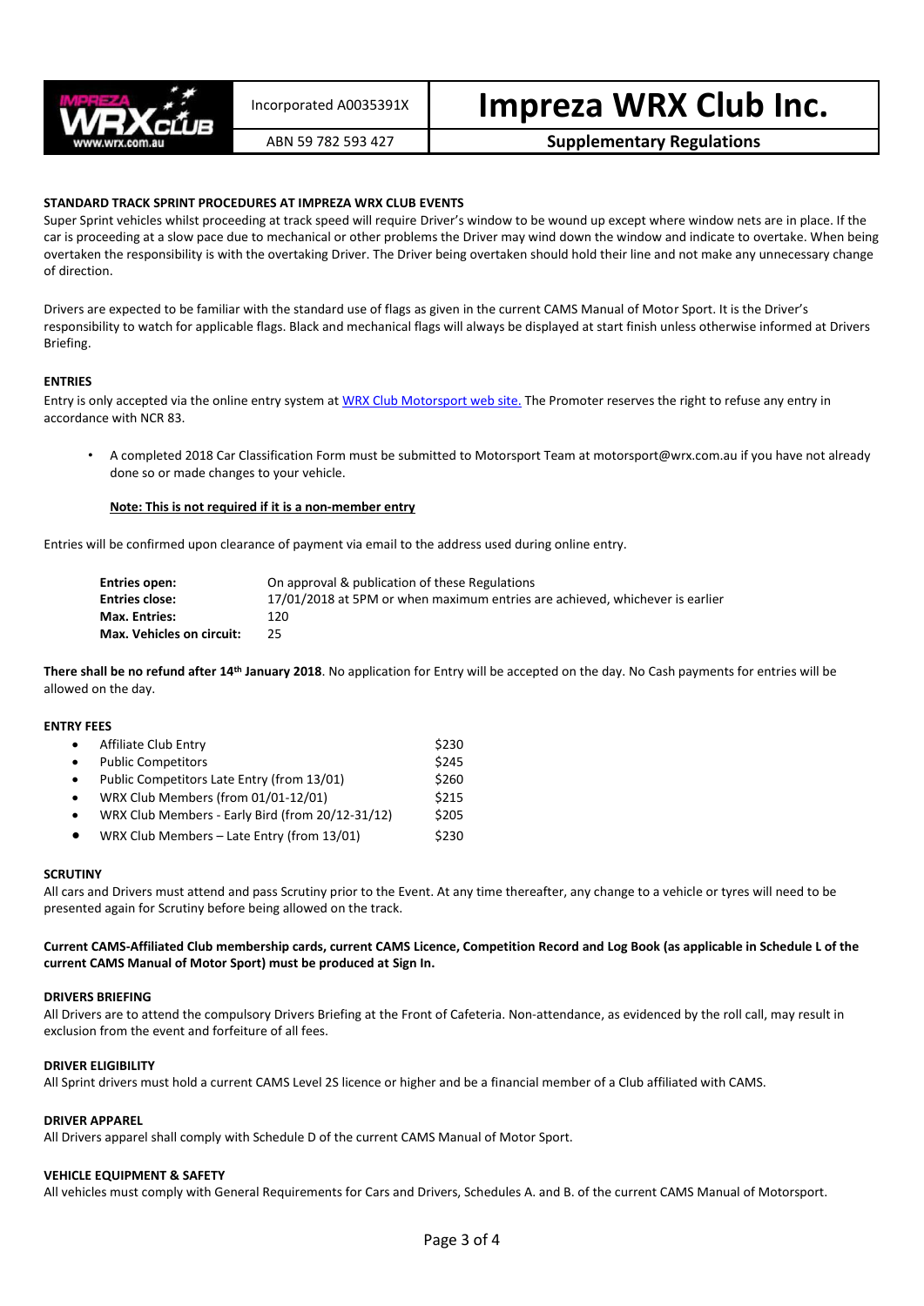| Incorporated A0035391X | **Impreza WRX Club Inc.** |
|---|---|
| ABN 59 782 593 427 | **Supplementary Regulations** |

**STANDARD TRACK SPRINT PROCEDURES AT IMPREZA WRX CLUB EVENTS**

Super Sprint vehicles whilst proceeding at track speed will require Driver's window to be wound up except where window nets are in place. If the car is proceeding at a slow pace due to mechanical or other problems the Driver may wind down the window and indicate to overtake. When being overtaken the responsibility is with the overtaking Driver. The Driver being overtaken should hold their line and not make any unnecessary change of direction.

Drivers are expected to be familiar with the standard use of flags as given in the current CAMS Manual of Motor Sport. It is the Driver's responsibility to watch for applicable flags. Black and mechanical flags will always be displayed at start finish unless otherwise informed at Drivers Briefing.

**ENTRIES**

Entry is only accepted via the online entry system at WRX Club Motorsport web site. The Promoter reserves the right to refuse any entry in accordance with NCR 83.

- A completed 2018 Car Classification Form must be submitted to Motorsport Team at motorsport@wrx.com.au if you have not already done so or made changes to your vehicle.

  **Note: This is not required if it is a non-member entry**

Entries will be confirmed upon clearance of payment via email to the address used during online entry.

| | |
|---|---|
| **Entries open:** | On approval & publication of these Regulations |
| **Entries close:** | 17/01/2018 at 5PM or when maximum entries are achieved, whichever is earlier |
| **Max. Entries:** | 120 |
| **Max. Vehicles on circuit:** | 25 |

**There shall be no refund after 14th January 2018**. No application for Entry will be accepted on the day. No Cash payments for entries will be allowed on the day.

**ENTRY FEES**

- Affiliate Club Entry $230
- Public Competitors $245
- Public Competitors Late Entry (from 13/01) $260
- WRX Club Members (from 01/01-12/01) $215
- WRX Club Members - Early Bird (from 20/12-31/12) $205
- WRX Club Members – Late Entry (from 13/01) $230

**SCRUTINY**

All cars and Drivers must attend and pass Scrutiny prior to the Event. At any time thereafter, any change to a vehicle or tyres will need to be presented again for Scrutiny before being allowed on the track.

**Current CAMS-Affiliated Club membership cards, current CAMS Licence, Competition Record and Log Book (as applicable in Schedule L of the current CAMS Manual of Motor Sport) must be produced at Sign In.**

**DRIVERS BRIEFING**

All Drivers are to attend the compulsory Drivers Briefing at the Front of Cafeteria. Non-attendance, as evidenced by the roll call, may result in exclusion from the event and forfeiture of all fees.

**DRIVER ELIGIBILITY**

All Sprint drivers must hold a current CAMS Level 2S licence or higher and be a financial member of a Club affiliated with CAMS.

**DRIVER APPAREL**

All Drivers apparel shall comply with Schedule D of the current CAMS Manual of Motor Sport.

**VEHICLE EQUIPMENT & SAFETY**

All vehicles must comply with General Requirements for Cars and Drivers, Schedules A. and B. of the current CAMS Manual of Motorsport.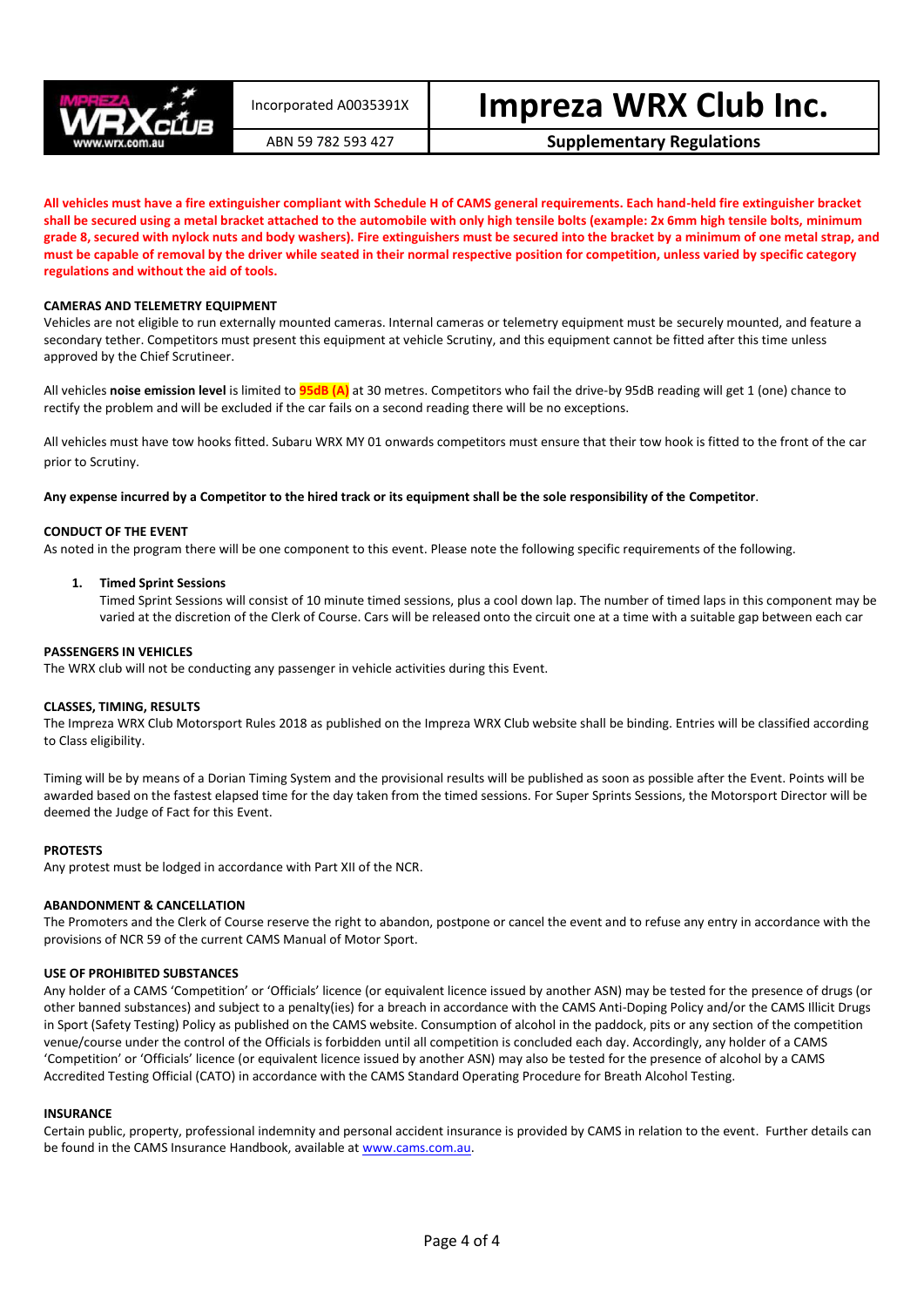**All vehicles must have a fire extinguisher compliant with Schedule H of CAMS general requirements. Each hand-held fire extinguisher bracket shall be secured using a metal bracket attached to the automobile with only high tensile bolts (example: 2x 6mm high tensile bolts, minimum grade 8, secured with nylock nuts and body washers). Fire extinguishers must be secured into the bracket by a minimum of one metal strap, and must be capable of removal by the driver while seated in their normal respective position for competition, unless varied by specific category regulations and without the aid of tools.**

**CAMERAS AND TELEMETRY EQUIPMENT**

Vehicles are not eligible to run externally mounted cameras. Internal cameras or telemetry equipment must be securely mounted, and feature a secondary tether. Competitors must present this equipment at vehicle Scrutiny, and this equipment cannot be fitted after this time unless approved by the Chief Scrutineer.

All vehicles **noise emission level** is limited to **95dB (A)** at 30 metres. Competitors who fail the drive-by 95dB reading will get 1 (one) chance to rectify the problem and will be excluded if the car fails on a second reading there will be no exceptions.

All vehicles must have tow hooks fitted. Subaru WRX MY 01 onwards competitors must ensure that their tow hook is fitted to the front of the car prior to Scrutiny.

**Any expense incurred by a Competitor to the hired track or its equipment shall be the sole responsibility of the Competitor**.

**CONDUCT OF THE EVENT**

As noted in the program there will be one component to this event. Please note the following specific requirements of the following.

1. **Timed Sprint Sessions**
   Timed Sprint Sessions will consist of 10 minute timed sessions, plus a cool down lap. The number of timed laps in this component may be varied at the discretion of the Clerk of Course. Cars will be released onto the circuit one at a time with a suitable gap between each car

**PASSENGERS IN VEHICLES**

The WRX club will not be conducting any passenger in vehicle activities during this Event.

**CLASSES, TIMING, RESULTS**

The Impreza WRX Club Motorsport Rules 2018 as published on the Impreza WRX Club website shall be binding. Entries will be classified according to Class eligibility.

Timing will be by means of a Dorian Timing System and the provisional results will be published as soon as possible after the Event. Points will be awarded based on the fastest elapsed time for the day taken from the timed sessions. For Super Sprints Sessions, the Motorsport Director will be deemed the Judge of Fact for this Event.

**PROTESTS**

Any protest must be lodged in accordance with Part XII of the NCR.

**ABANDONMENT & CANCELLATION**

The Promoters and the Clerk of Course reserve the right to abandon, postpone or cancel the event and to refuse any entry in accordance with the provisions of NCR 59 of the current CAMS Manual of Motor Sport.

**USE OF PROHIBITED SUBSTANCES**

Any holder of a CAMS 'Competition' or 'Officials' licence (or equivalent licence issued by another ASN) may be tested for the presence of drugs (or other banned substances) and subject to a penalty(ies) for a breach in accordance with the CAMS Anti-Doping Policy and/or the CAMS Illicit Drugs in Sport (Safety Testing) Policy as published on the CAMS website. Consumption of alcohol in the paddock, pits or any section of the competition venue/course under the control of the Officials is forbidden until all competition is concluded each day. Accordingly, any holder of a CAMS 'Competition' or 'Officials' licence (or equivalent licence issued by another ASN) may also be tested for the presence of alcohol by a CAMS Accredited Testing Official (CATO) in accordance with the CAMS Standard Operating Procedure for Breath Alcohol Testing.

**INSURANCE**

Certain public, property, professional indemnity and personal accident insurance is provided by CAMS in relation to the event. Further details can be found in the CAMS Insurance Handbook, available at www.cams.com.au.